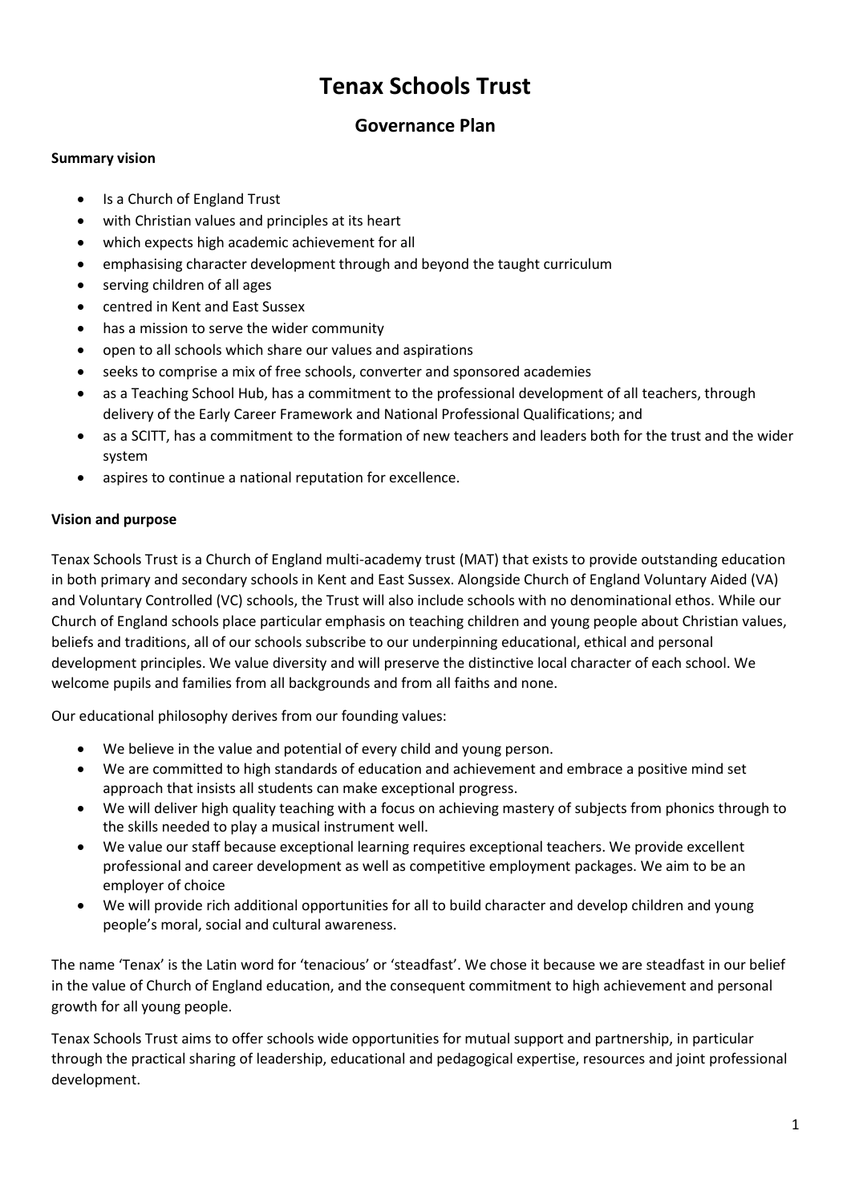# Tenax Schools Trust

## Governance Plan

**Summary vision**

- Is a Church of England Trust
- with Christian values and principles at its heart
- which expects high academic achievement for all
- emphasising character development through and beyond the taught curriculum
- serving children of all ages
- centred in Kent and East Sussex
- has a mission to serve the wider community
- open to all schools which share our values and aspirations
- seeks to comprise a mix of free schools, converter and sponsored academies
- as a Teaching School Hub, has a commitment to the professional development of all teachers, through delivery of the Early Career Framework and National Professional Qualifications; and
- as a SCITT, has a commitment to the formation of new teachers and leaders both for the trust and the wider system
- aspires to continue a national reputation for excellence.

**Vision and purpose**

Tenax Schools Trust is a Church of England multi-academy trust (MAT) that exists to provide outstanding education in both primary and secondary schools in Kent and East Sussex. Alongside Church of England Voluntary Aided (VA) and Voluntary Controlled (VC) schools, the Trust will also include schools with no denominational ethos. While our Church of England schools place particular emphasis on teaching children and young people about Christian values, beliefs and traditions, all of our schools subscribe to our underpinning educational, ethical and personal development principles. We value diversity and will preserve the distinctive local character of each school. We welcome pupils and families from all backgrounds and from all faiths and none.

Our educational philosophy derives from our founding values:

- We believe in the value and potential of every child and young person.
- We are committed to high standards of education and achievement and embrace a positive mind set approach that insists all students can make exceptional progress.
- We will deliver high quality teaching with a focus on achieving mastery of subjects from phonics through to the skills needed to play a musical instrument well.
- We value our staff because exceptional learning requires exceptional teachers. We provide excellent professional and career development as well as competitive employment packages. We aim to be an employer of choice
- We will provide rich additional opportunities for all to build character and develop children and young people's moral, social and cultural awareness.

The name 'Tenax' is the Latin word for 'tenacious' or 'steadfast'. We chose it because we are steadfast in our belief in the value of Church of England education, and the consequent commitment to high achievement and personal growth for all young people.

Tenax Schools Trust aims to offer schools wide opportunities for mutual support and partnership, in particular through the practical sharing of leadership, educational and pedagogical expertise, resources and joint professional development.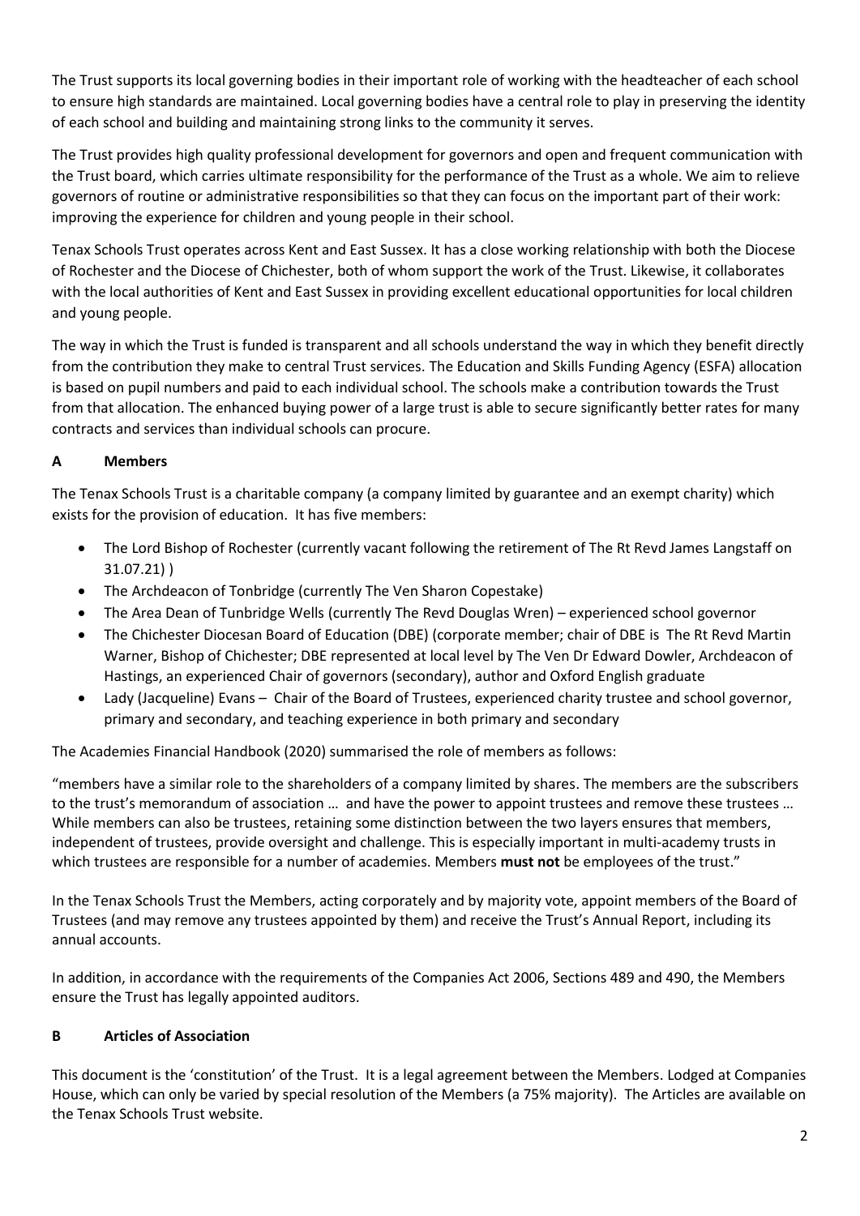The Trust supports its local governing bodies in their important role of working with the headteacher of each school to ensure high standards are maintained. Local governing bodies have a central role to play in preserving the identity of each school and building and maintaining strong links to the community it serves.

The Trust provides high quality professional development for governors and open and frequent communication with the Trust board, which carries ultimate responsibility for the performance of the Trust as a whole. We aim to relieve governors of routine or administrative responsibilities so that they can focus on the important part of their work: improving the experience for children and young people in their school.

Tenax Schools Trust operates across Kent and East Sussex. It has a close working relationship with both the Diocese of Rochester and the Diocese of Chichester, both of whom support the work of the Trust. Likewise, it collaborates with the local authorities of Kent and East Sussex in providing excellent educational opportunities for local children and young people.

The way in which the Trust is funded is transparent and all schools understand the way in which they benefit directly from the contribution they make to central Trust services. The Education and Skills Funding Agency (ESFA) allocation is based on pupil numbers and paid to each individual school. The schools make a contribution towards the Trust from that allocation. The enhanced buying power of a large trust is able to secure significantly better rates for many contracts and services than individual schools can procure.

## A Members

The Tenax Schools Trust is a charitable company (a company limited by guarantee and an exempt charity) which exists for the provision of education. It has five members:

- The Lord Bishop of Rochester (currently vacant following the retirement of The Rt Revd James Langstaff on 31.07.21) )
- The Archdeacon of Tonbridge (currently The Ven Sharon Copestake)
- The Area Dean of Tunbridge Wells (currently The Revd Douglas Wren) – experienced school governor
- The Chichester Diocesan Board of Education (DBE) (corporate member; chair of DBE is The Rt Revd Martin Warner, Bishop of Chichester; DBE represented at local level by The Ven Dr Edward Dowler, Archdeacon of Hastings, an experienced Chair of governors (secondary), author and Oxford English graduate
- Lady (Jacqueline) Evans – Chair of the Board of Trustees, experienced charity trustee and school governor, primary and secondary, and teaching experience in both primary and secondary

The Academies Financial Handbook (2020) summarised the role of members as follows:

"members have a similar role to the shareholders of a company limited by shares. The members are the subscribers to the trust's memorandum of association … and have the power to appoint trustees and remove these trustees … While members can also be trustees, retaining some distinction between the two layers ensures that members, independent of trustees, provide oversight and challenge. This is especially important in multi-academy trusts in which trustees are responsible for a number of academies. Members **must not** be employees of the trust."

In the Tenax Schools Trust the Members, acting corporately and by majority vote, appoint members of the Board of Trustees (and may remove any trustees appointed by them) and receive the Trust's Annual Report, including its annual accounts.

In addition, in accordance with the requirements of the Companies Act 2006, Sections 489 and 490, the Members ensure the Trust has legally appointed auditors.

## B Articles of Association

This document is the 'constitution' of the Trust. It is a legal agreement between the Members. Lodged at Companies House, which can only be varied by special resolution of the Members (a 75% majority). The Articles are available on the Tenax Schools Trust website.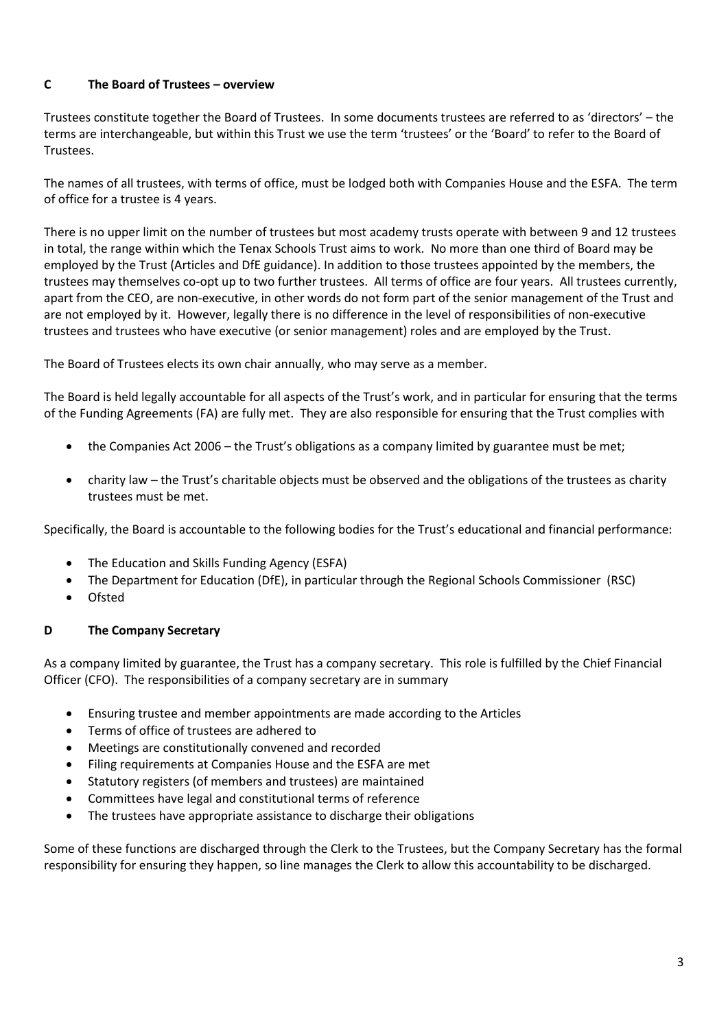## C The Board of Trustees – overview

Trustees constitute together the Board of Trustees. In some documents trustees are referred to as 'directors' – the terms are interchangeable, but within this Trust we use the term 'trustees' or the 'Board' to refer to the Board of Trustees.

The names of all trustees, with terms of office, must be lodged both with Companies House and the ESFA. The term of office for a trustee is 4 years.

There is no upper limit on the number of trustees but most academy trusts operate with between 9 and 12 trustees in total, the range within which the Tenax Schools Trust aims to work. No more than one third of Board may be employed by the Trust (Articles and DfE guidance). In addition to those trustees appointed by the members, the trustees may themselves co-opt up to two further trustees. All terms of office are four years. All trustees currently, apart from the CEO, are non-executive, in other words do not form part of the senior management of the Trust and are not employed by it. However, legally there is no difference in the level of responsibilities of non-executive trustees and trustees who have executive (or senior management) roles and are employed by the Trust.

The Board of Trustees elects its own chair annually, who may serve as a member.

The Board is held legally accountable for all aspects of the Trust's work, and in particular for ensuring that the terms of the Funding Agreements (FA) are fully met. They are also responsible for ensuring that the Trust complies with

- the Companies Act 2006 – the Trust's obligations as a company limited by guarantee must be met;
- charity law – the Trust's charitable objects must be observed and the obligations of the trustees as charity trustees must be met.

Specifically, the Board is accountable to the following bodies for the Trust's educational and financial performance:

- The Education and Skills Funding Agency (ESFA)
- The Department for Education (DfE), in particular through the Regional Schools Commissioner (RSC)
- Ofsted

## D The Company Secretary

As a company limited by guarantee, the Trust has a company secretary. This role is fulfilled by the Chief Financial Officer (CFO). The responsibilities of a company secretary are in summary

- Ensuring trustee and member appointments are made according to the Articles
- Terms of office of trustees are adhered to
- Meetings are constitutionally convened and recorded
- Filing requirements at Companies House and the ESFA are met
- Statutory registers (of members and trustees) are maintained
- Committees have legal and constitutional terms of reference
- The trustees have appropriate assistance to discharge their obligations

Some of these functions are discharged through the Clerk to the Trustees, but the Company Secretary has the formal responsibility for ensuring they happen, so line manages the Clerk to allow this accountability to be discharged.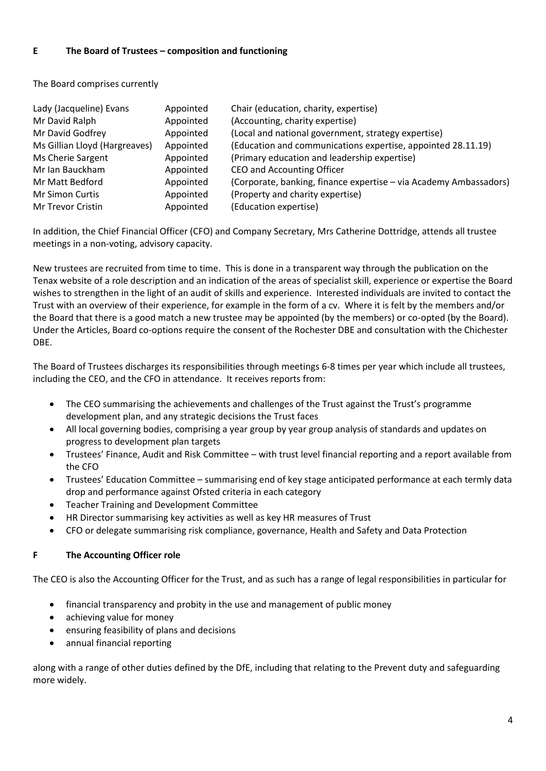## E The Board of Trustees – composition and functioning

The Board comprises currently

| | | |
|---|---|---|
| Lady (Jacqueline) Evans | Appointed | Chair (education, charity, expertise) |
| Mr David Ralph | Appointed | (Accounting, charity expertise) |
| Mr David Godfrey | Appointed | (Local and national government, strategy expertise) |
| Ms Gillian Lloyd (Hargreaves) | Appointed | (Education and communications expertise, appointed 28.11.19) |
| Ms Cherie Sargent | Appointed | (Primary education and leadership expertise) |
| Mr Ian Bauckham | Appointed | CEO and Accounting Officer |
| Mr Matt Bedford | Appointed | (Corporate, banking, finance expertise – via Academy Ambassadors) |
| Mr Simon Curtis | Appointed | (Property and charity expertise) |
| Mr Trevor Cristin | Appointed | (Education expertise) |

In addition, the Chief Financial Officer (CFO) and Company Secretary, Mrs Catherine Dottridge, attends all trustee meetings in a non-voting, advisory capacity.

New trustees are recruited from time to time. This is done in a transparent way through the publication on the Tenax website of a role description and an indication of the areas of specialist skill, experience or expertise the Board wishes to strengthen in the light of an audit of skills and experience. Interested individuals are invited to contact the Trust with an overview of their experience, for example in the form of a cv. Where it is felt by the members and/or the Board that there is a good match a new trustee may be appointed (by the members) or co-opted (by the Board). Under the Articles, Board co-options require the consent of the Rochester DBE and consultation with the Chichester DBE.

The Board of Trustees discharges its responsibilities through meetings 6-8 times per year which include all trustees, including the CEO, and the CFO in attendance. It receives reports from:

- The CEO summarising the achievements and challenges of the Trust against the Trust's programme development plan, and any strategic decisions the Trust faces
- All local governing bodies, comprising a year group by year group analysis of standards and updates on progress to development plan targets
- Trustees' Finance, Audit and Risk Committee – with trust level financial reporting and a report available from the CFO
- Trustees' Education Committee – summarising end of key stage anticipated performance at each termly data drop and performance against Ofsted criteria in each category
- Teacher Training and Development Committee
- HR Director summarising key activities as well as key HR measures of Trust
- CFO or delegate summarising risk compliance, governance, Health and Safety and Data Protection

## F The Accounting Officer role

The CEO is also the Accounting Officer for the Trust, and as such has a range of legal responsibilities in particular for

- financial transparency and probity in the use and management of public money
- achieving value for money
- ensuring feasibility of plans and decisions
- annual financial reporting

along with a range of other duties defined by the DfE, including that relating to the Prevent duty and safeguarding more widely.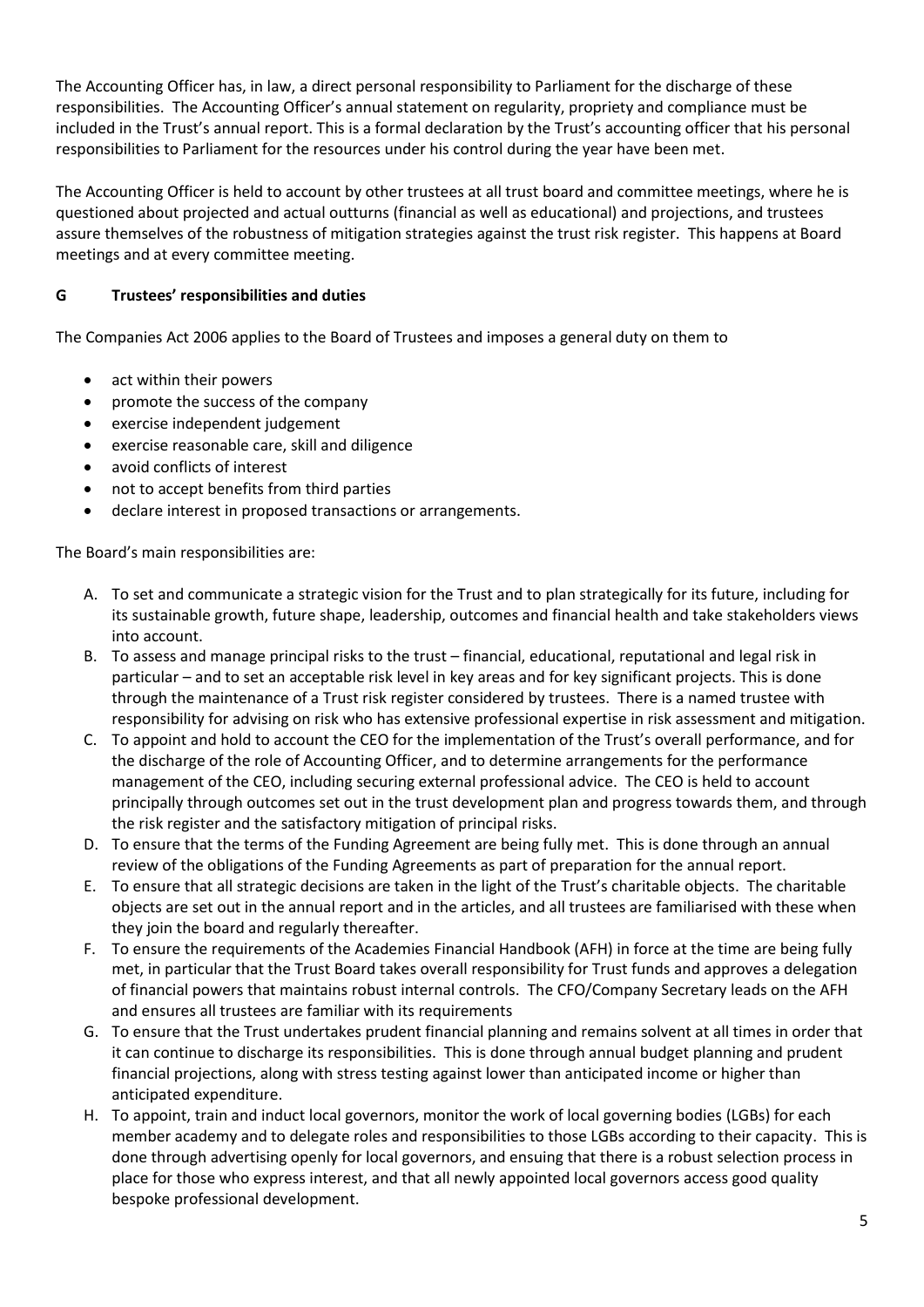The Accounting Officer has, in law, a direct personal responsibility to Parliament for the discharge of these responsibilities. The Accounting Officer's annual statement on regularity, propriety and compliance must be included in the Trust's annual report. This is a formal declaration by the Trust's accounting officer that his personal responsibilities to Parliament for the resources under his control during the year have been met.

The Accounting Officer is held to account by other trustees at all trust board and committee meetings, where he is questioned about projected and actual outturns (financial as well as educational) and projections, and trustees assure themselves of the robustness of mitigation strategies against the trust risk register. This happens at Board meetings and at every committee meeting.

## G Trustees' responsibilities and duties

The Companies Act 2006 applies to the Board of Trustees and imposes a general duty on them to

- act within their powers
- promote the success of the company
- exercise independent judgement
- exercise reasonable care, skill and diligence
- avoid conflicts of interest
- not to accept benefits from third parties
- declare interest in proposed transactions or arrangements.

The Board's main responsibilities are:

A. To set and communicate a strategic vision for the Trust and to plan strategically for its future, including for its sustainable growth, future shape, leadership, outcomes and financial health and take stakeholders views into account.
B. To assess and manage principal risks to the trust – financial, educational, reputational and legal risk in particular – and to set an acceptable risk level in key areas and for key significant projects. This is done through the maintenance of a Trust risk register considered by trustees. There is a named trustee with responsibility for advising on risk who has extensive professional expertise in risk assessment and mitigation.
C. To appoint and hold to account the CEO for the implementation of the Trust's overall performance, and for the discharge of the role of Accounting Officer, and to determine arrangements for the performance management of the CEO, including securing external professional advice. The CEO is held to account principally through outcomes set out in the trust development plan and progress towards them, and through the risk register and the satisfactory mitigation of principal risks.
D. To ensure that the terms of the Funding Agreement are being fully met. This is done through an annual review of the obligations of the Funding Agreements as part of preparation for the annual report.
E. To ensure that all strategic decisions are taken in the light of the Trust's charitable objects. The charitable objects are set out in the annual report and in the articles, and all trustees are familiarised with these when they join the board and regularly thereafter.
F. To ensure the requirements of the Academies Financial Handbook (AFH) in force at the time are being fully met, in particular that the Trust Board takes overall responsibility for Trust funds and approves a delegation of financial powers that maintains robust internal controls. The CFO/Company Secretary leads on the AFH and ensures all trustees are familiar with its requirements
G. To ensure that the Trust undertakes prudent financial planning and remains solvent at all times in order that it can continue to discharge its responsibilities. This is done through annual budget planning and prudent financial projections, along with stress testing against lower than anticipated income or higher than anticipated expenditure.
H. To appoint, train and induct local governors, monitor the work of local governing bodies (LGBs) for each member academy and to delegate roles and responsibilities to those LGBs according to their capacity. This is done through advertising openly for local governors, and ensuing that there is a robust selection process in place for those who express interest, and that all newly appointed local governors access good quality bespoke professional development.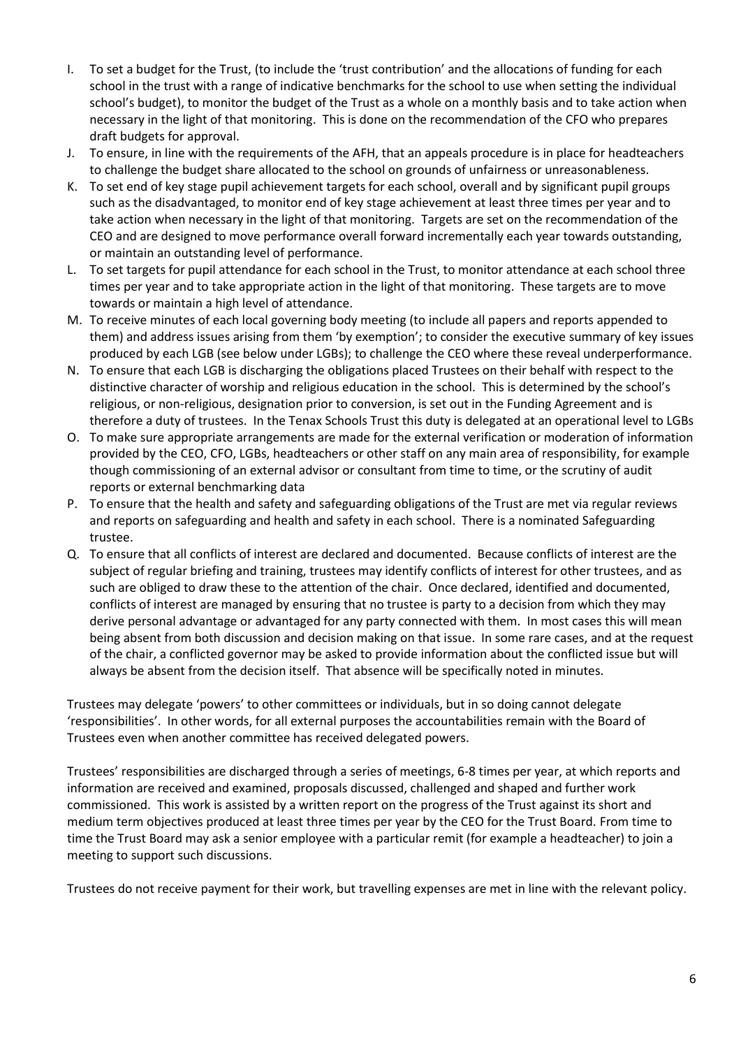I. To set a budget for the Trust, (to include the 'trust contribution' and the allocations of funding for each school in the trust with a range of indicative benchmarks for the school to use when setting the individual school's budget), to monitor the budget of the Trust as a whole on a monthly basis and to take action when necessary in the light of that monitoring. This is done on the recommendation of the CFO who prepares draft budgets for approval.
J. To ensure, in line with the requirements of the AFH, that an appeals procedure is in place for headteachers to challenge the budget share allocated to the school on grounds of unfairness or unreasonableness.
K. To set end of key stage pupil achievement targets for each school, overall and by significant pupil groups such as the disadvantaged, to monitor end of key stage achievement at least three times per year and to take action when necessary in the light of that monitoring. Targets are set on the recommendation of the CEO and are designed to move performance overall forward incrementally each year towards outstanding, or maintain an outstanding level of performance.
L. To set targets for pupil attendance for each school in the Trust, to monitor attendance at each school three times per year and to take appropriate action in the light of that monitoring. These targets are to move towards or maintain a high level of attendance.
M. To receive minutes of each local governing body meeting (to include all papers and reports appended to them) and address issues arising from them 'by exemption'; to consider the executive summary of key issues produced by each LGB (see below under LGBs); to challenge the CEO where these reveal underperformance.
N. To ensure that each LGB is discharging the obligations placed Trustees on their behalf with respect to the distinctive character of worship and religious education in the school. This is determined by the school's religious, or non-religious, designation prior to conversion, is set out in the Funding Agreement and is therefore a duty of trustees. In the Tenax Schools Trust this duty is delegated at an operational level to LGBs
O. To make sure appropriate arrangements are made for the external verification or moderation of information provided by the CEO, CFO, LGBs, headteachers or other staff on any main area of responsibility, for example though commissioning of an external advisor or consultant from time to time, or the scrutiny of audit reports or external benchmarking data
P. To ensure that the health and safety and safeguarding obligations of the Trust are met via regular reviews and reports on safeguarding and health and safety in each school. There is a nominated Safeguarding trustee.
Q. To ensure that all conflicts of interest are declared and documented. Because conflicts of interest are the subject of regular briefing and training, trustees may identify conflicts of interest for other trustees, and as such are obliged to draw these to the attention of the chair. Once declared, identified and documented, conflicts of interest are managed by ensuring that no trustee is party to a decision from which they may derive personal advantage or advantaged for any party connected with them. In most cases this will mean being absent from both discussion and decision making on that issue. In some rare cases, and at the request of the chair, a conflicted governor may be asked to provide information about the conflicted issue but will always be absent from the decision itself. That absence will be specifically noted in minutes.

Trustees may delegate 'powers' to other committees or individuals, but in so doing cannot delegate 'responsibilities'. In other words, for all external purposes the accountabilities remain with the Board of Trustees even when another committee has received delegated powers.

Trustees' responsibilities are discharged through a series of meetings, 6-8 times per year, at which reports and information are received and examined, proposals discussed, challenged and shaped and further work commissioned. This work is assisted by a written report on the progress of the Trust against its short and medium term objectives produced at least three times per year by the CEO for the Trust Board. From time to time the Trust Board may ask a senior employee with a particular remit (for example a headteacher) to join a meeting to support such discussions.

Trustees do not receive payment for their work, but travelling expenses are met in line with the relevant policy.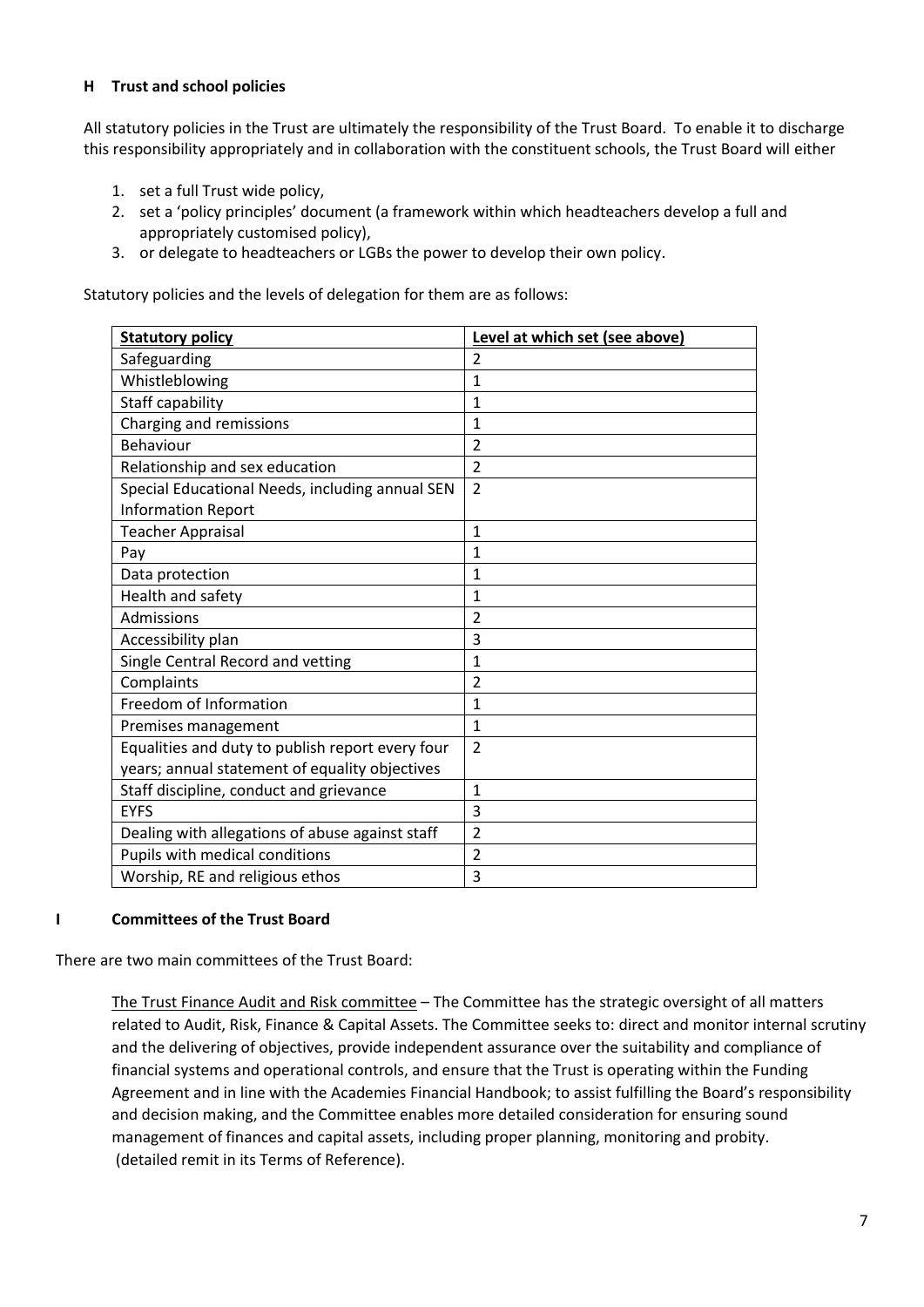## H Trust and school policies

All statutory policies in the Trust are ultimately the responsibility of the Trust Board. To enable it to discharge this responsibility appropriately and in collaboration with the constituent schools, the Trust Board will either

1. set a full Trust wide policy,
2. set a 'policy principles' document (a framework within which headteachers develop a full and appropriately customised policy),
3. or delegate to headteachers or LGBs the power to develop their own policy.

Statutory policies and the levels of delegation for them are as follows:

| Statutory policy | Level at which set (see above) |
|---|---|
| Safeguarding | 2 |
| Whistleblowing | 1 |
| Staff capability | 1 |
| Charging and remissions | 1 |
| Behaviour | 2 |
| Relationship and sex education | 2 |
| Special Educational Needs, including annual SEN Information Report | 2 |
| Teacher Appraisal | 1 |
| Pay | 1 |
| Data protection | 1 |
| Health and safety | 1 |
| Admissions | 2 |
| Accessibility plan | 3 |
| Single Central Record and vetting | 1 |
| Complaints | 2 |
| Freedom of Information | 1 |
| Premises management | 1 |
| Equalities and duty to publish report every four years; annual statement of equality objectives | 2 |
| Staff discipline, conduct and grievance | 1 |
| EYFS | 3 |
| Dealing with allegations of abuse against staff | 2 |
| Pupils with medical conditions | 2 |
| Worship, RE and religious ethos | 3 |

## I Committees of the Trust Board

There are two main committees of the Trust Board:

The Trust Finance Audit and Risk committee – The Committee has the strategic oversight of all matters related to Audit, Risk, Finance & Capital Assets. The Committee seeks to: direct and monitor internal scrutiny and the delivering of objectives, provide independent assurance over the suitability and compliance of financial systems and operational controls, and ensure that the Trust is operating within the Funding Agreement and in line with the Academies Financial Handbook; to assist fulfilling the Board's responsibility and decision making, and the Committee enables more detailed consideration for ensuring sound management of finances and capital assets, including proper planning, monitoring and probity. (detailed remit in its Terms of Reference).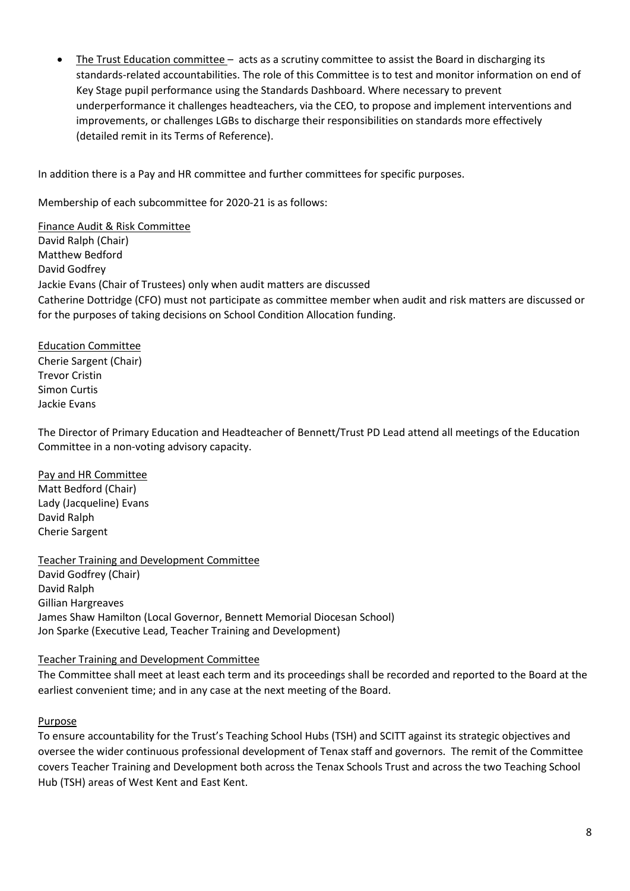- The Trust Education committee – acts as a scrutiny committee to assist the Board in discharging its standards-related accountabilities. The role of this Committee is to test and monitor information on end of Key Stage pupil performance using the Standards Dashboard. Where necessary to prevent underperformance it challenges headteachers, via the CEO, to propose and implement interventions and improvements, or challenges LGBs to discharge their responsibilities on standards more effectively (detailed remit in its Terms of Reference).

In addition there is a Pay and HR committee and further committees for specific purposes.

Membership of each subcommittee for 2020-21 is as follows:

Finance Audit & Risk Committee
David Ralph (Chair)
Matthew Bedford
David Godfrey
Jackie Evans (Chair of Trustees) only when audit matters are discussed
Catherine Dottridge (CFO) must not participate as committee member when audit and risk matters are discussed or for the purposes of taking decisions on School Condition Allocation funding.

Education Committee
Cherie Sargent (Chair)
Trevor Cristin
Simon Curtis
Jackie Evans

The Director of Primary Education and Headteacher of Bennett/Trust PD Lead attend all meetings of the Education Committee in a non-voting advisory capacity.

Pay and HR Committee
Matt Bedford (Chair)
Lady (Jacqueline) Evans
David Ralph
Cherie Sargent

Teacher Training and Development Committee
David Godfrey (Chair)
David Ralph
Gillian Hargreaves
James Shaw Hamilton (Local Governor, Bennett Memorial Diocesan School)
Jon Sparke (Executive Lead, Teacher Training and Development)

Teacher Training and Development Committee

The Committee shall meet at least each term and its proceedings shall be recorded and reported to the Board at the earliest convenient time; and in any case at the next meeting of the Board.

Purpose

To ensure accountability for the Trust's Teaching School Hubs (TSH) and SCITT against its strategic objectives and oversee the wider continuous professional development of Tenax staff and governors. The remit of the Committee covers Teacher Training and Development both across the Tenax Schools Trust and across the two Teaching School Hub (TSH) areas of West Kent and East Kent.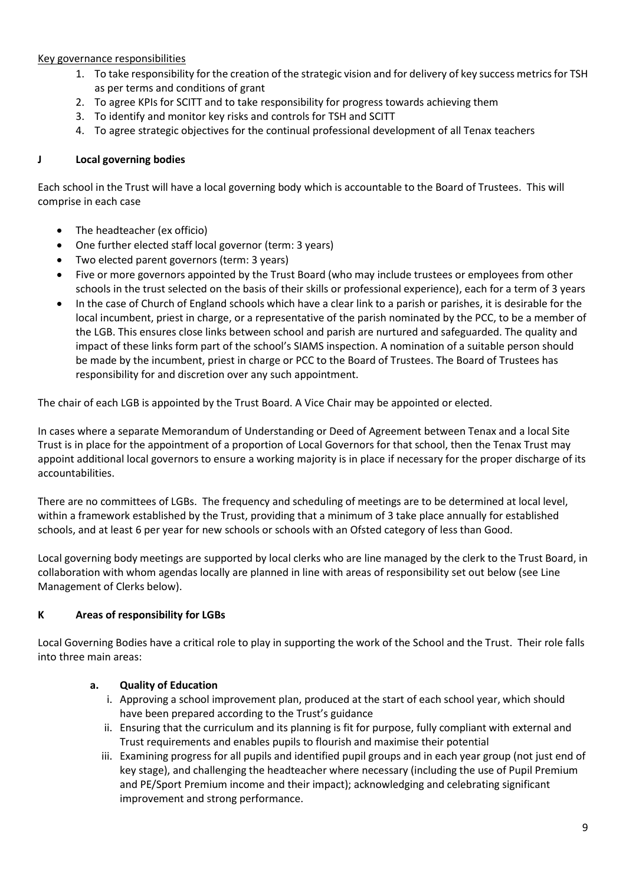Key governance responsibilities

1. To take responsibility for the creation of the strategic vision and for delivery of key success metrics for TSH as per terms and conditions of grant
2. To agree KPIs for SCITT and to take responsibility for progress towards achieving them
3. To identify and monitor key risks and controls for TSH and SCITT
4. To agree strategic objectives for the continual professional development of all Tenax teachers

## J Local governing bodies

Each school in the Trust will have a local governing body which is accountable to the Board of Trustees. This will comprise in each case

- The headteacher (ex officio)
- One further elected staff local governor (term: 3 years)
- Two elected parent governors (term: 3 years)
- Five or more governors appointed by the Trust Board (who may include trustees or employees from other schools in the trust selected on the basis of their skills or professional experience), each for a term of 3 years
- In the case of Church of England schools which have a clear link to a parish or parishes, it is desirable for the local incumbent, priest in charge, or a representative of the parish nominated by the PCC, to be a member of the LGB. This ensures close links between school and parish are nurtured and safeguarded. The quality and impact of these links form part of the school's SIAMS inspection. A nomination of a suitable person should be made by the incumbent, priest in charge or PCC to the Board of Trustees. The Board of Trustees has responsibility for and discretion over any such appointment.

The chair of each LGB is appointed by the Trust Board. A Vice Chair may be appointed or elected.

In cases where a separate Memorandum of Understanding or Deed of Agreement between Tenax and a local Site Trust is in place for the appointment of a proportion of Local Governors for that school, then the Tenax Trust may appoint additional local governors to ensure a working majority is in place if necessary for the proper discharge of its accountabilities.

There are no committees of LGBs. The frequency and scheduling of meetings are to be determined at local level, within a framework established by the Trust, providing that a minimum of 3 take place annually for established schools, and at least 6 per year for new schools or schools with an Ofsted category of less than Good.

Local governing body meetings are supported by local clerks who are line managed by the clerk to the Trust Board, in collaboration with whom agendas locally are planned in line with areas of responsibility set out below (see Line Management of Clerks below).

## K Areas of responsibility for LGBs

Local Governing Bodies have a critical role to play in supporting the work of the School and the Trust. Their role falls into three main areas:

### a. Quality of Education

i. Approving a school improvement plan, produced at the start of each school year, which should have been prepared according to the Trust's guidance
ii. Ensuring that the curriculum and its planning is fit for purpose, fully compliant with external and Trust requirements and enables pupils to flourish and maximise their potential
iii. Examining progress for all pupils and identified pupil groups and in each year group (not just end of key stage), and challenging the headteacher where necessary (including the use of Pupil Premium and PE/Sport Premium income and their impact); acknowledging and celebrating significant improvement and strong performance.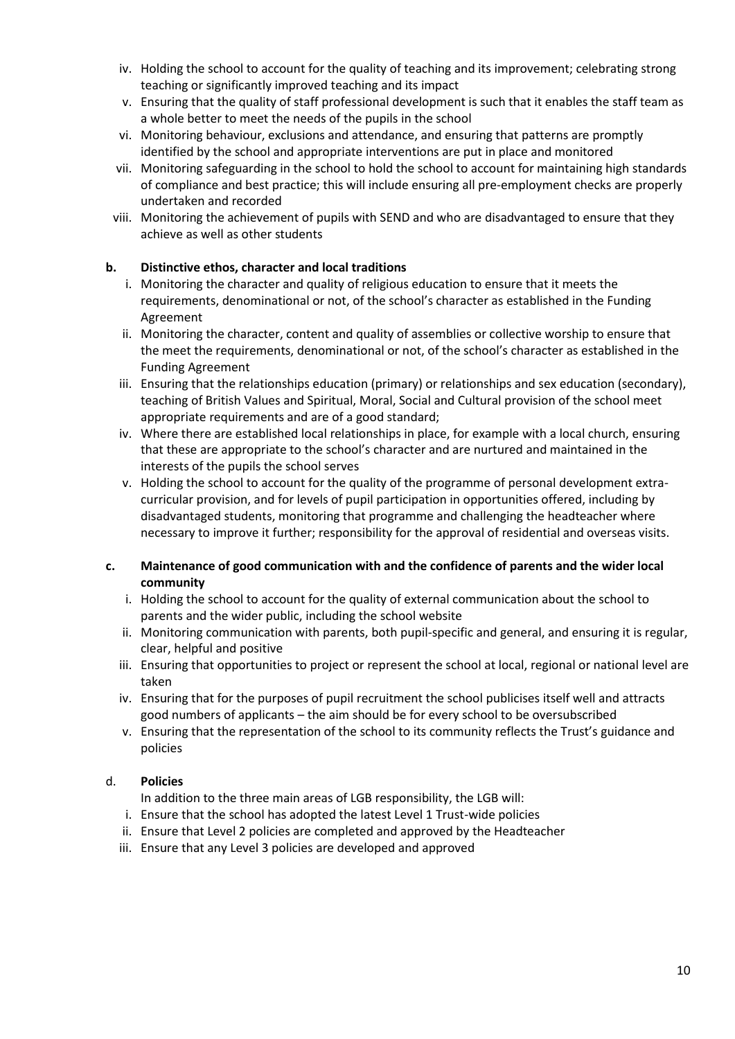iv. Holding the school to account for the quality of teaching and its improvement; celebrating strong teaching or significantly improved teaching and its impact
v. Ensuring that the quality of staff professional development is such that it enables the staff team as a whole better to meet the needs of the pupils in the school
vi. Monitoring behaviour, exclusions and attendance, and ensuring that patterns are promptly identified by the school and appropriate interventions are put in place and monitored
vii. Monitoring safeguarding in the school to hold the school to account for maintaining high standards of compliance and best practice; this will include ensuring all pre-employment checks are properly undertaken and recorded
viii. Monitoring the achievement of pupils with SEND and who are disadvantaged to ensure that they achieve as well as other students

**b. Distinctive ethos, character and local traditions**

i. Monitoring the character and quality of religious education to ensure that it meets the requirements, denominational or not, of the school's character as established in the Funding Agreement
ii. Monitoring the character, content and quality of assemblies or collective worship to ensure that the meet the requirements, denominational or not, of the school's character as established in the Funding Agreement
iii. Ensuring that the relationships education (primary) or relationships and sex education (secondary), teaching of British Values and Spiritual, Moral, Social and Cultural provision of the school meet appropriate requirements and are of a good standard;
iv. Where there are established local relationships in place, for example with a local church, ensuring that these are appropriate to the school's character and are nurtured and maintained in the interests of the pupils the school serves
v. Holding the school to account for the quality of the programme of personal development extra-curricular provision, and for levels of pupil participation in opportunities offered, including by disadvantaged students, monitoring that programme and challenging the headteacher where necessary to improve it further; responsibility for the approval of residential and overseas visits.

**c. Maintenance of good communication with and the confidence of parents and the wider local community**

i. Holding the school to account for the quality of external communication about the school to parents and the wider public, including the school website
ii. Monitoring communication with parents, both pupil-specific and general, and ensuring it is regular, clear, helpful and positive
iii. Ensuring that opportunities to project or represent the school at local, regional or national level are taken
iv. Ensuring that for the purposes of pupil recruitment the school publicises itself well and attracts good numbers of applicants – the aim should be for every school to be oversubscribed
v. Ensuring that the representation of the school to its community reflects the Trust's guidance and policies

d. **Policies**

In addition to the three main areas of LGB responsibility, the LGB will:

i. Ensure that the school has adopted the latest Level 1 Trust-wide policies
ii. Ensure that Level 2 policies are completed and approved by the Headteacher
iii. Ensure that any Level 3 policies are developed and approved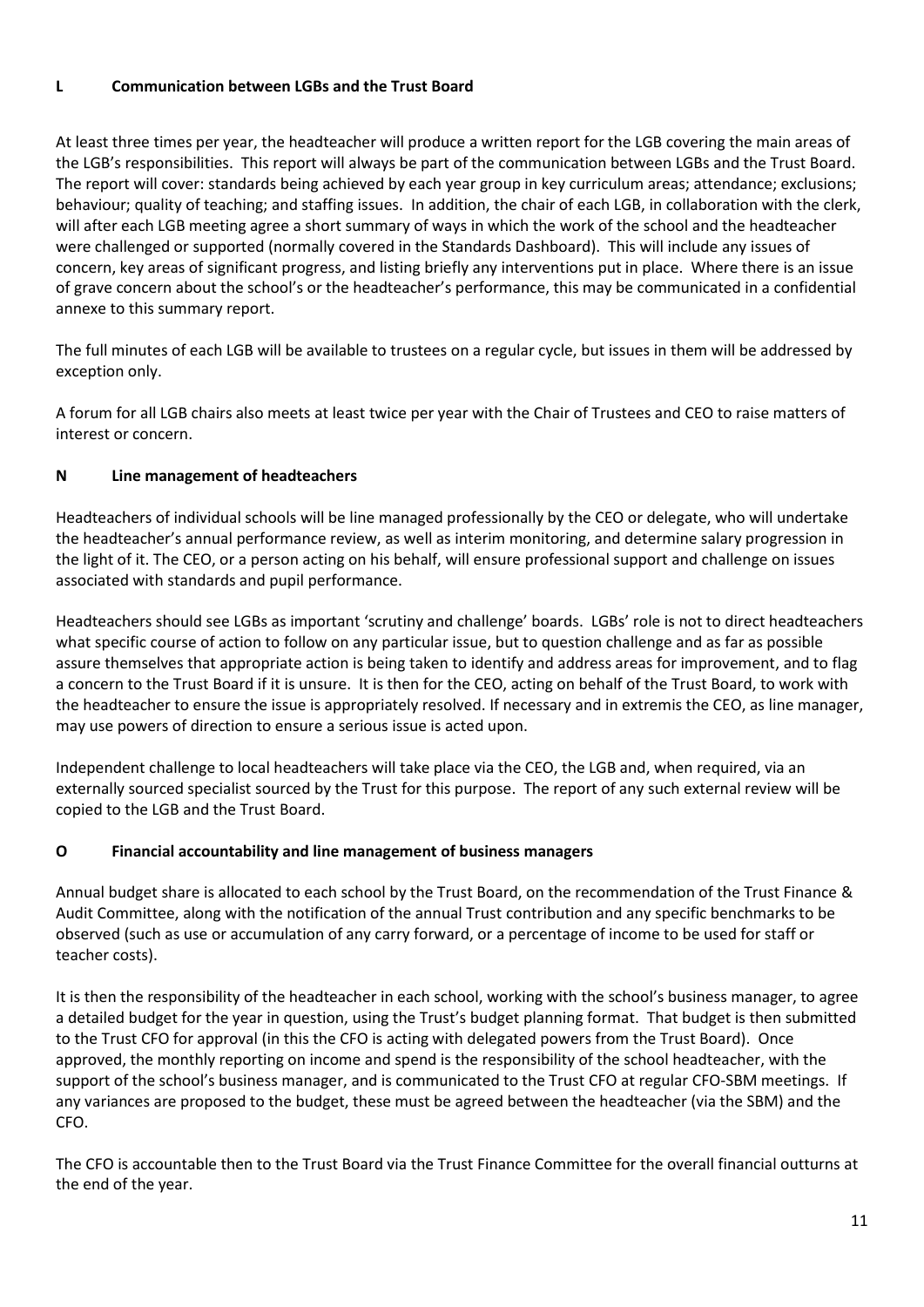### L Communication between LGBs and the Trust Board

At least three times per year, the headteacher will produce a written report for the LGB covering the main areas of the LGB's responsibilities. This report will always be part of the communication between LGBs and the Trust Board. The report will cover: standards being achieved by each year group in key curriculum areas; attendance; exclusions; behaviour; quality of teaching; and staffing issues. In addition, the chair of each LGB, in collaboration with the clerk, will after each LGB meeting agree a short summary of ways in which the work of the school and the headteacher were challenged or supported (normally covered in the Standards Dashboard). This will include any issues of concern, key areas of significant progress, and listing briefly any interventions put in place. Where there is an issue of grave concern about the school's or the headteacher's performance, this may be communicated in a confidential annexe to this summary report.

The full minutes of each LGB will be available to trustees on a regular cycle, but issues in them will be addressed by exception only.

A forum for all LGB chairs also meets at least twice per year with the Chair of Trustees and CEO to raise matters of interest or concern.

### N Line management of headteachers

Headteachers of individual schools will be line managed professionally by the CEO or delegate, who will undertake the headteacher's annual performance review, as well as interim monitoring, and determine salary progression in the light of it. The CEO, or a person acting on his behalf, will ensure professional support and challenge on issues associated with standards and pupil performance.

Headteachers should see LGBs as important 'scrutiny and challenge' boards. LGBs' role is not to direct headteachers what specific course of action to follow on any particular issue, but to question challenge and as far as possible assure themselves that appropriate action is being taken to identify and address areas for improvement, and to flag a concern to the Trust Board if it is unsure. It is then for the CEO, acting on behalf of the Trust Board, to work with the headteacher to ensure the issue is appropriately resolved. If necessary and in extremis the CEO, as line manager, may use powers of direction to ensure a serious issue is acted upon.

Independent challenge to local headteachers will take place via the CEO, the LGB and, when required, via an externally sourced specialist sourced by the Trust for this purpose. The report of any such external review will be copied to the LGB and the Trust Board.

### O Financial accountability and line management of business managers

Annual budget share is allocated to each school by the Trust Board, on the recommendation of the Trust Finance & Audit Committee, along with the notification of the annual Trust contribution and any specific benchmarks to be observed (such as use or accumulation of any carry forward, or a percentage of income to be used for staff or teacher costs).

It is then the responsibility of the headteacher in each school, working with the school's business manager, to agree a detailed budget for the year in question, using the Trust's budget planning format. That budget is then submitted to the Trust CFO for approval (in this the CFO is acting with delegated powers from the Trust Board). Once approved, the monthly reporting on income and spend is the responsibility of the school headteacher, with the support of the school's business manager, and is communicated to the Trust CFO at regular CFO-SBM meetings. If any variances are proposed to the budget, these must be agreed between the headteacher (via the SBM) and the CFO.

The CFO is accountable then to the Trust Board via the Trust Finance Committee for the overall financial outturns at the end of the year.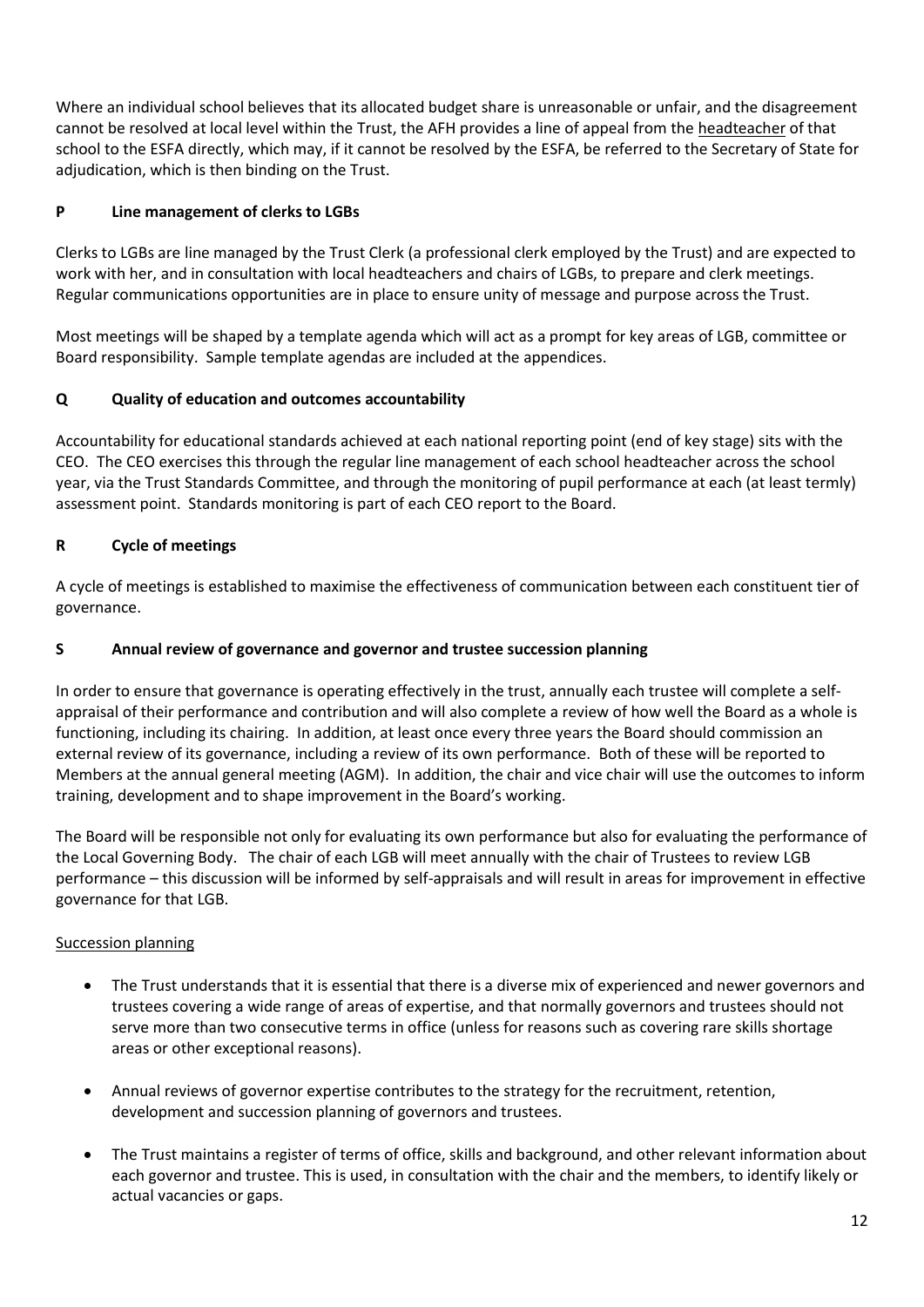Where an individual school believes that its allocated budget share is unreasonable or unfair, and the disagreement cannot be resolved at local level within the Trust, the AFH provides a line of appeal from the headteacher of that school to the ESFA directly, which may, if it cannot be resolved by the ESFA, be referred to the Secretary of State for adjudication, which is then binding on the Trust.

## P Line management of clerks to LGBs

Clerks to LGBs are line managed by the Trust Clerk (a professional clerk employed by the Trust) and are expected to work with her, and in consultation with local headteachers and chairs of LGBs, to prepare and clerk meetings. Regular communications opportunities are in place to ensure unity of message and purpose across the Trust.

Most meetings will be shaped by a template agenda which will act as a prompt for key areas of LGB, committee or Board responsibility. Sample template agendas are included at the appendices.

## Q Quality of education and outcomes accountability

Accountability for educational standards achieved at each national reporting point (end of key stage) sits with the CEO. The CEO exercises this through the regular line management of each school headteacher across the school year, via the Trust Standards Committee, and through the monitoring of pupil performance at each (at least termly) assessment point. Standards monitoring is part of each CEO report to the Board.

## R Cycle of meetings

A cycle of meetings is established to maximise the effectiveness of communication between each constituent tier of governance.

## S Annual review of governance and governor and trustee succession planning

In order to ensure that governance is operating effectively in the trust, annually each trustee will complete a self-appraisal of their performance and contribution and will also complete a review of how well the Board as a whole is functioning, including its chairing. In addition, at least once every three years the Board should commission an external review of its governance, including a review of its own performance. Both of these will be reported to Members at the annual general meeting (AGM). In addition, the chair and vice chair will use the outcomes to inform training, development and to shape improvement in the Board's working.

The Board will be responsible not only for evaluating its own performance but also for evaluating the performance of the Local Governing Body. The chair of each LGB will meet annually with the chair of Trustees to review LGB performance – this discussion will be informed by self-appraisals and will result in areas for improvement in effective governance for that LGB.

Succession planning

- The Trust understands that it is essential that there is a diverse mix of experienced and newer governors and trustees covering a wide range of areas of expertise, and that normally governors and trustees should not serve more than two consecutive terms in office (unless for reasons such as covering rare skills shortage areas or other exceptional reasons).

- Annual reviews of governor expertise contributes to the strategy for the recruitment, retention, development and succession planning of governors and trustees.

- The Trust maintains a register of terms of office, skills and background, and other relevant information about each governor and trustee. This is used, in consultation with the chair and the members, to identify likely or actual vacancies or gaps.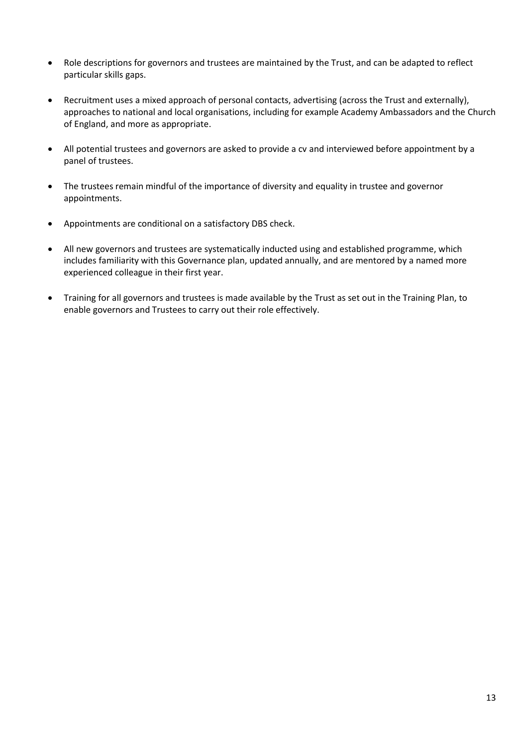- Role descriptions for governors and trustees are maintained by the Trust, and can be adapted to reflect particular skills gaps.

- Recruitment uses a mixed approach of personal contacts, advertising (across the Trust and externally), approaches to national and local organisations, including for example Academy Ambassadors and the Church of England, and more as appropriate.

- All potential trustees and governors are asked to provide a cv and interviewed before appointment by a panel of trustees.

- The trustees remain mindful of the importance of diversity and equality in trustee and governor appointments.

- Appointments are conditional on a satisfactory DBS check.

- All new governors and trustees are systematically inducted using and established programme, which includes familiarity with this Governance plan, updated annually, and are mentored by a named more experienced colleague in their first year.

- Training for all governors and trustees is made available by the Trust as set out in the Training Plan, to enable governors and Trustees to carry out their role effectively.